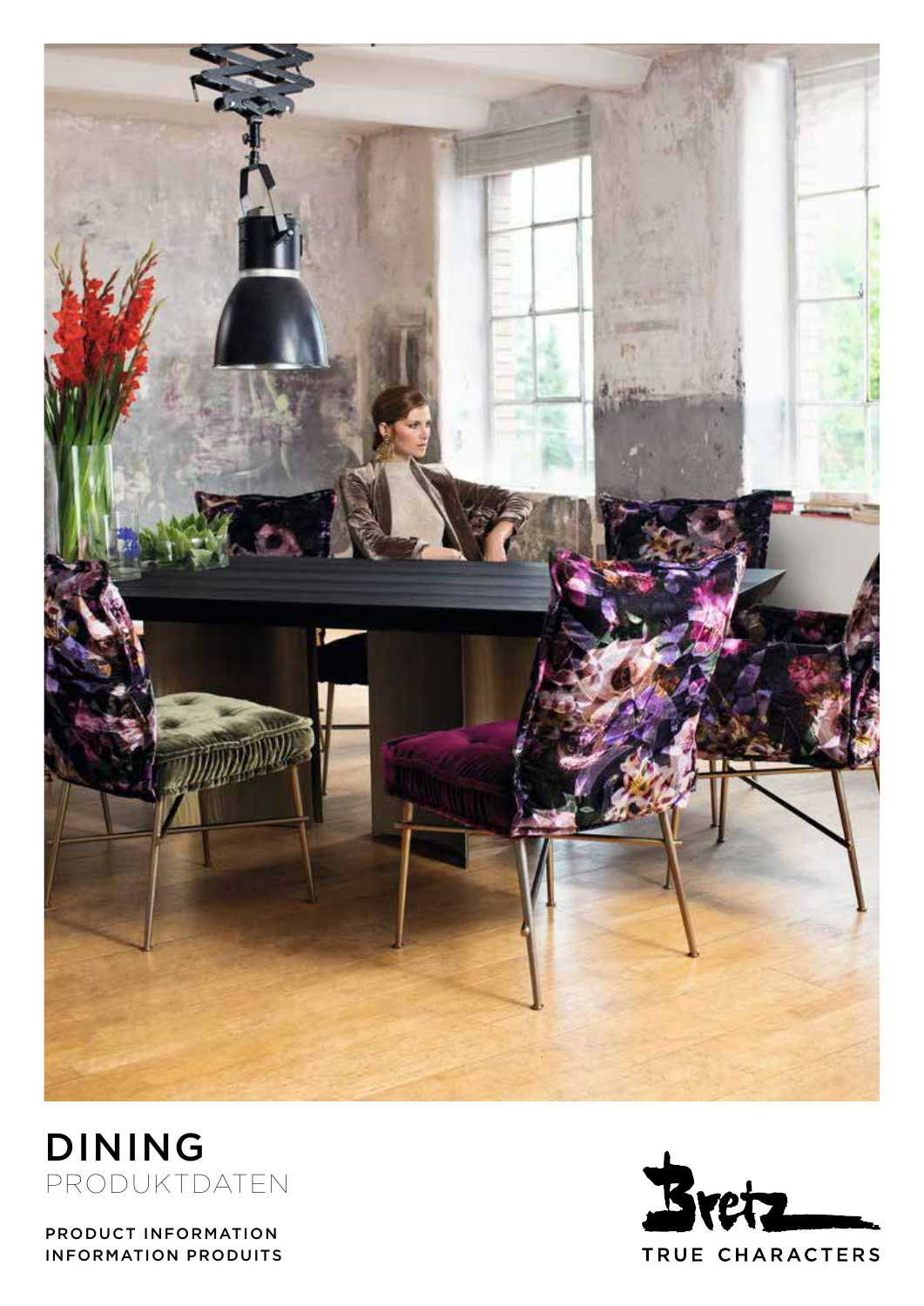# DINING

PRODUKTDATEN

PRODUCT INFORMATION
INFORMATION PRODUITS

Bretz
TRUE CHARACTERS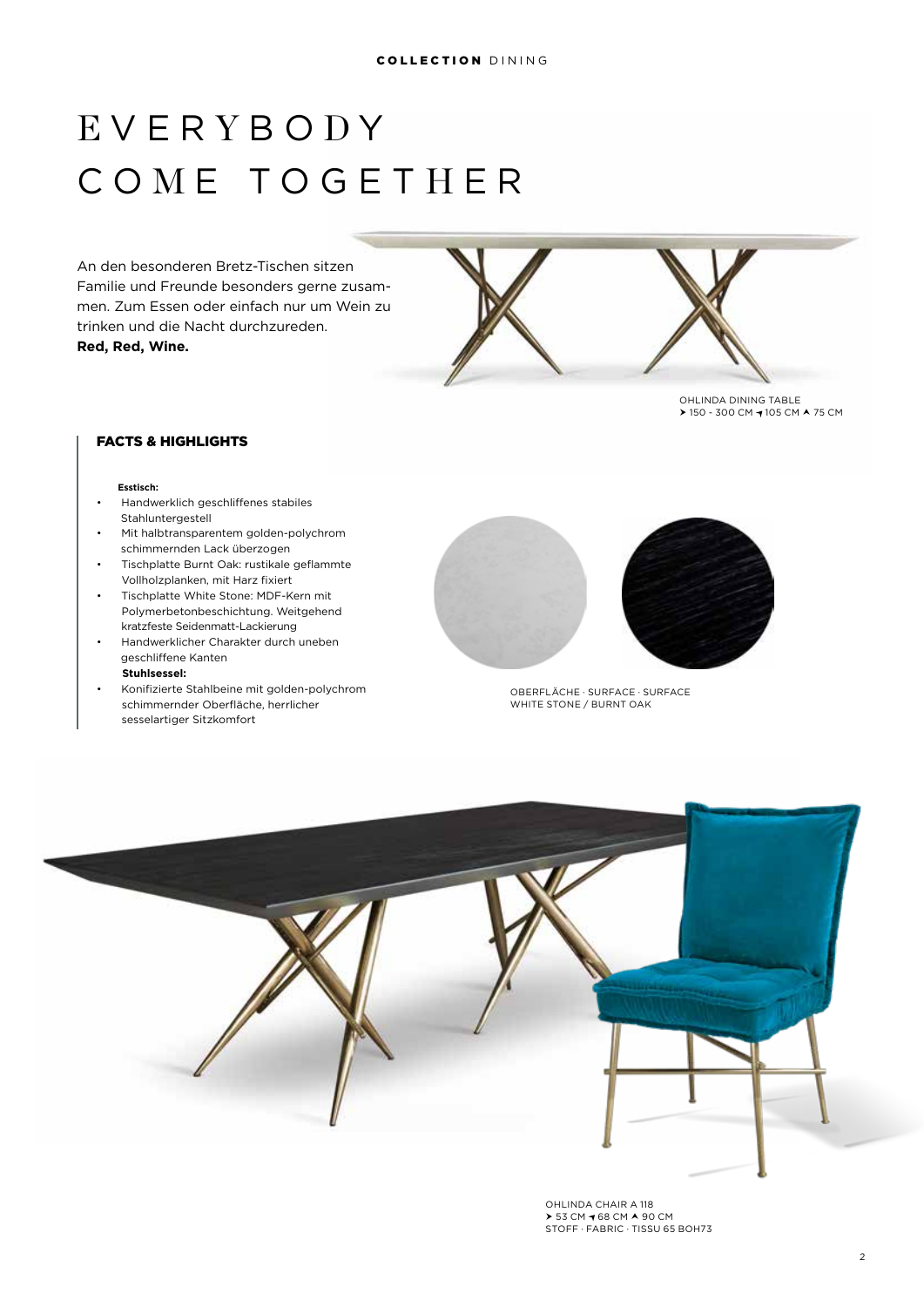# EVERYBODY COME TOGETHER

An den besonderen Bretz-Tischen sitzen Familie und Freunde besonders gerne zusammen. Zum Essen oder einfach nur um Wein zu trinken und die Nacht durchzureden.
**Red, Red, Wine.**

OHLINDA DINING TABLE
➤ 150 - 300 CM ◂ 105 CM ▲ 75 CM

## FACTS & HIGHLIGHTS

**Esstisch:**

- Handwerklich geschliffenes stabiles Stahluntergestell
- Mit halbtransparentem golden-polychrom schimmernden Lack überzogen
- Tischplatte Burnt Oak: rustikale geflammte Vollholzplanken, mit Harz fixiert
- Tischplatte White Stone: MDF-Kern mit Polymerbetonbeschichtung. Weitgehend kratzfeste Seidenmatt-Lackierung
- Handwerklicher Charakter durch uneben geschliffene Kanten

**Stuhlsessel:**

- Konifizierte Stahlbeine mit golden-polychrom schimmernder Oberfläche, herrlicher sesselartiger Sitzkomfort

OBERFLÄCHE · SURFACE · SURFACE
WHITE STONE / BURNT OAK

OHLINDA CHAIR A 118
➤ 53 CM ◂ 68 CM ▲ 90 CM
STOFF · FABRIC · TISSU 65 BOH73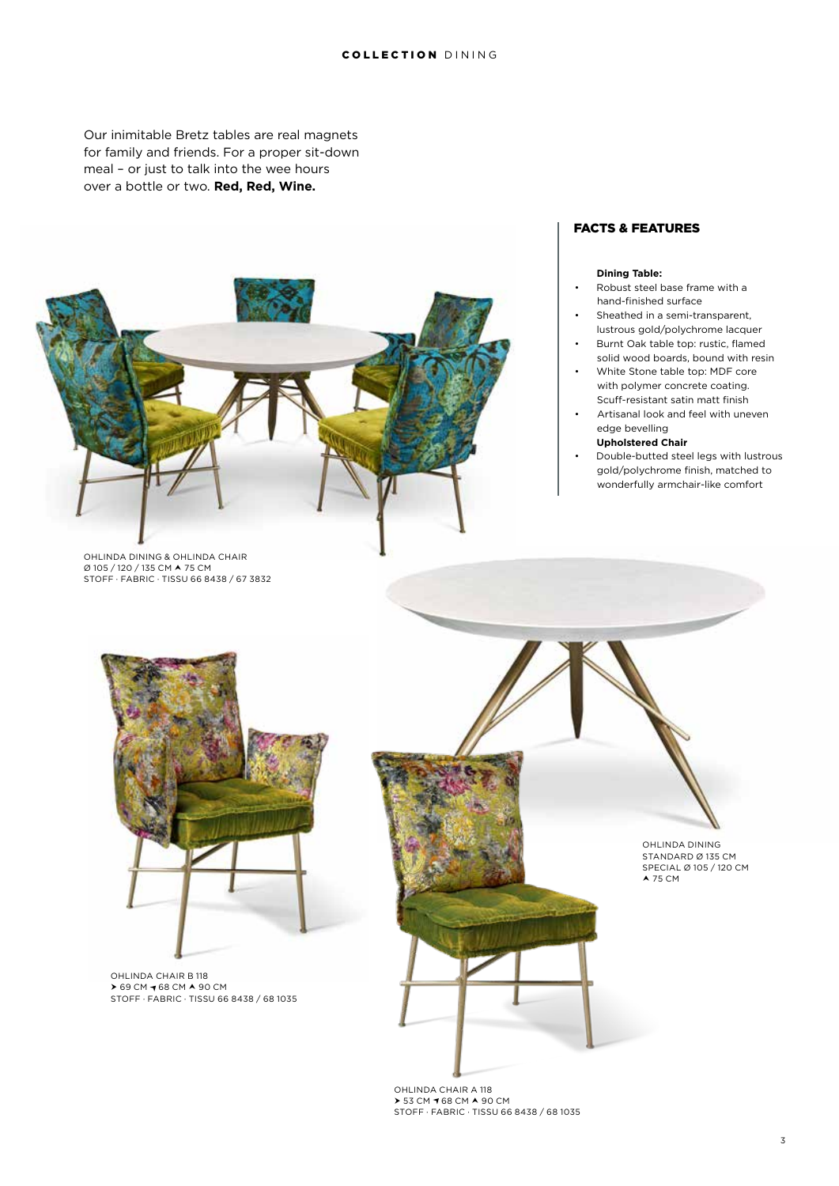Our inimitable Bretz tables are real magnets for family and friends. For a proper sit-down meal – or just to talk into the wee hours over a bottle or two. **Red, Red, Wine.**

## FACTS & FEATURES

**Dining Table:**

- Robust steel base frame with a hand-finished surface
- Sheathed in a semi-transparent, lustrous gold/polychrome lacquer
- Burnt Oak table top: rustic, flamed solid wood boards, bound with resin
- White Stone table top: MDF core with polymer concrete coating. Scuff-resistant satin matt finish
- Artisanal look and feel with uneven edge bevelling

**Upholstered Chair**

- Double-butted steel legs with lustrous gold/polychrome finish, matched to wonderfully armchair-like comfort

OHLINDA DINING & OHLINDA CHAIR
Ø 105 / 120 / 135 CM ⮝ 75 CM
STOFF · FABRIC · TISSU 66 8438 / 67 3832

OHLINDA CHAIR B 118
➤ 69 CM ➤ 68 CM ⮝ 90 CM
STOFF · FABRIC · TISSU 66 8438 / 68 1035

OHLINDA DINING
STANDARD Ø 135 CM
SPECIAL Ø 105 / 120 CM
⮝ 75 CM

OHLINDA CHAIR A 118
➤ 53 CM ➤ 68 CM ⮝ 90 CM
STOFF · FABRIC · TISSU 66 8438 / 68 1035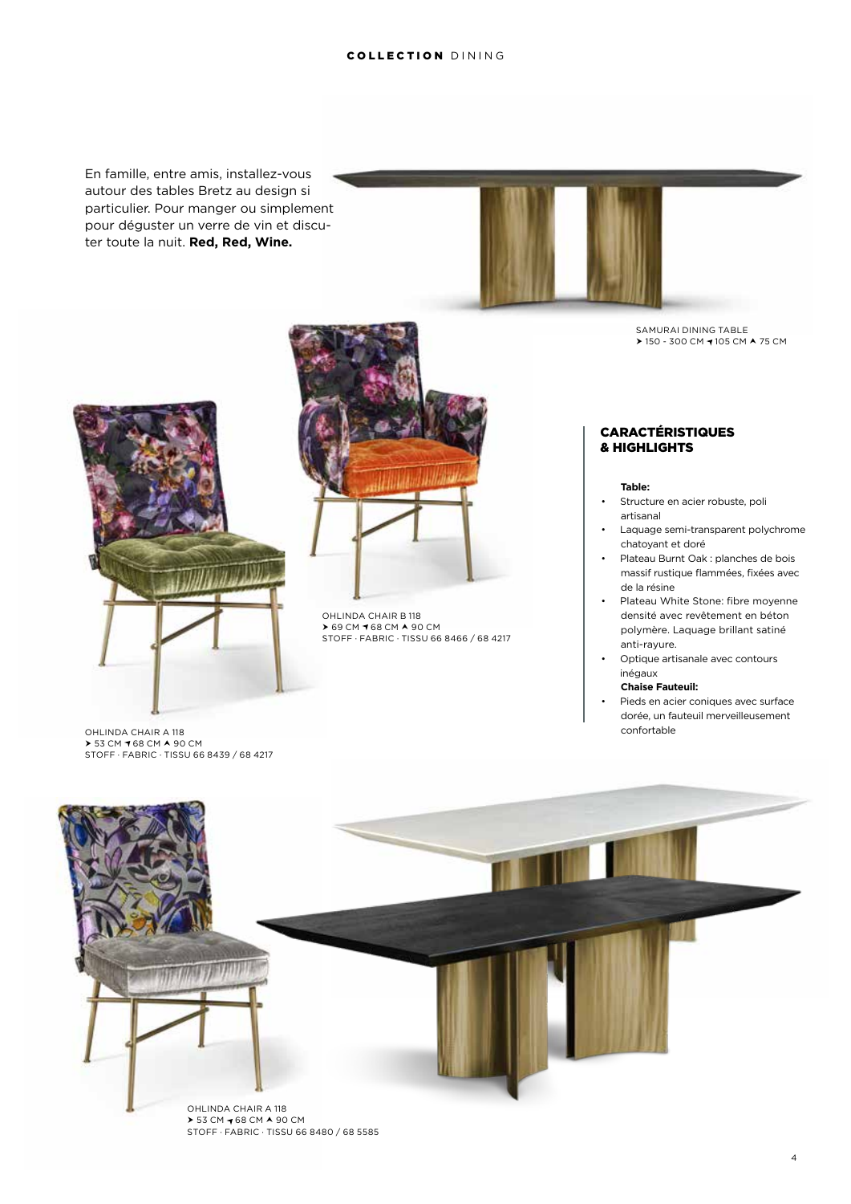En famille, entre amis, installez-vous autour des tables Bretz au design si particulier. Pour manger ou simplement pour déguster un verre de vin et discuter toute la nuit. **Red, Red, Wine.**

SAMURAI DINING TABLE
➤ 150 - 300 CM ◂ 105 CM ▲ 75 CM

OHLINDA CHAIR B 118
➤ 69 CM ◂ 68 CM ▲ 90 CM
STOFF · FABRIC · TISSU 66 8466 / 68 4217

OHLINDA CHAIR A 118
➤ 53 CM ◂ 68 CM ▲ 90 CM
STOFF · FABRIC · TISSU 66 8439 / 68 4217

## CARACTÉRISTIQUES & HIGHLIGHTS

**Table:**

- Structure en acier robuste, poli artisanal
- Laquage semi-transparent polychrome chatoyant et doré
- Plateau Burnt Oak : planches de bois massif rustique flammées, fixées avec de la résine
- Plateau White Stone: fibre moyenne densité avec revêtement en béton polymère. Laquage brillant satiné anti-rayure.
- Optique artisanale avec contours inégaux

**Chaise Fauteuil:**

- Pieds en acier coniques avec surface dorée, un fauteuil merveilleusement confortable

OHLINDA CHAIR A 118
➤ 53 CM ◂ 68 CM ▲ 90 CM
STOFF · FABRIC · TISSU 66 8480 / 68 5585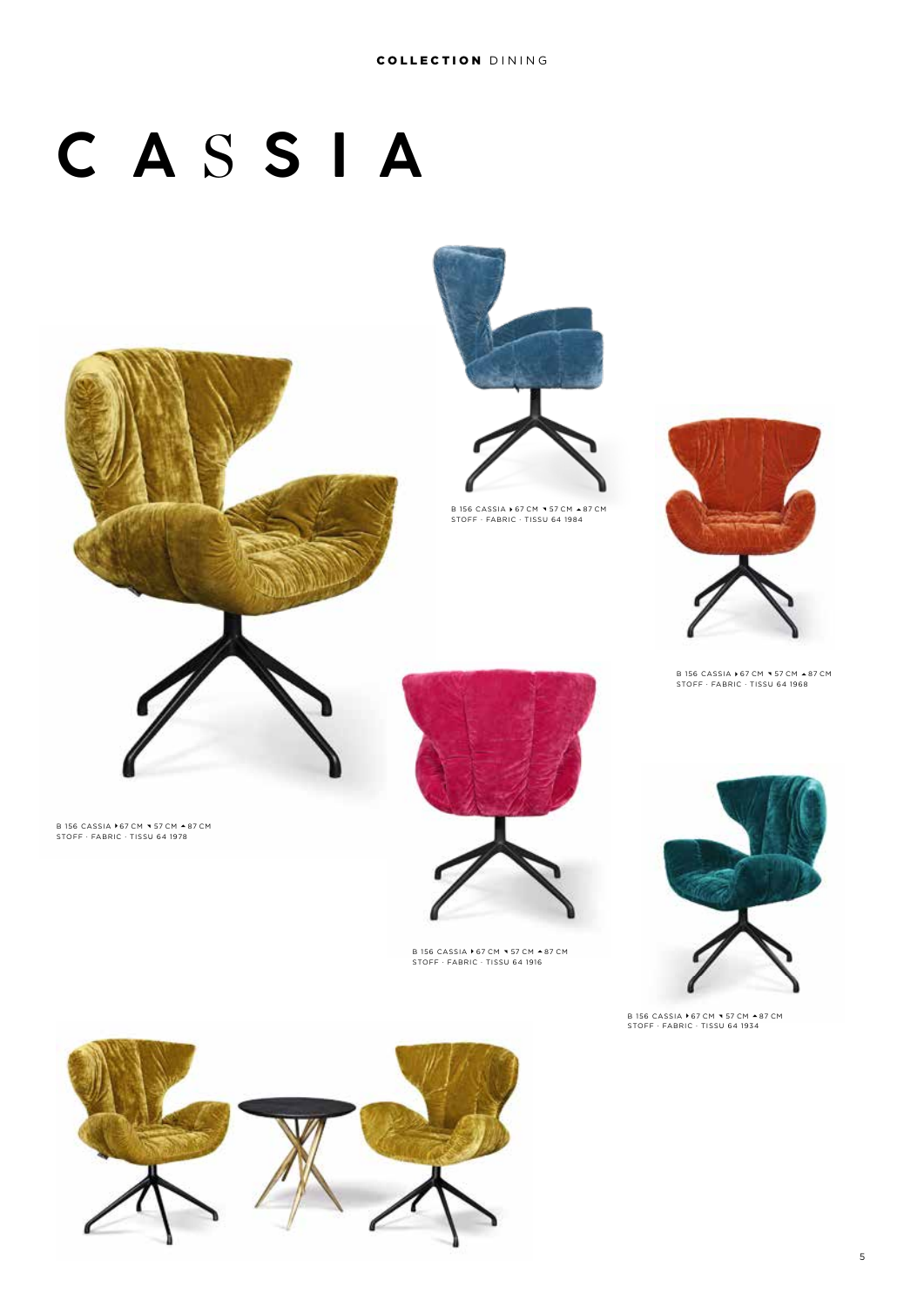COLLECTION DINING

# CASSIA

B 156 CASSIA ▸67 CM ◂57 CM ▴87 CM
STOFF · FABRIC · TISSU 64 1984

B 156 CASSIA ▸67 CM ◂57 CM ▴87 CM
STOFF · FABRIC · TISSU 64 1968

B 156 CASSIA ▸67 CM ◂57 CM ▴87 CM
STOFF · FABRIC · TISSU 64 1978

B 156 CASSIA ▸67 CM ◂57 CM ▴87 CM
STOFF · FABRIC · TISSU 64 1916

B 156 CASSIA ▸67 CM ◂57 CM ▴87 CM
STOFF · FABRIC · TISSU 64 1934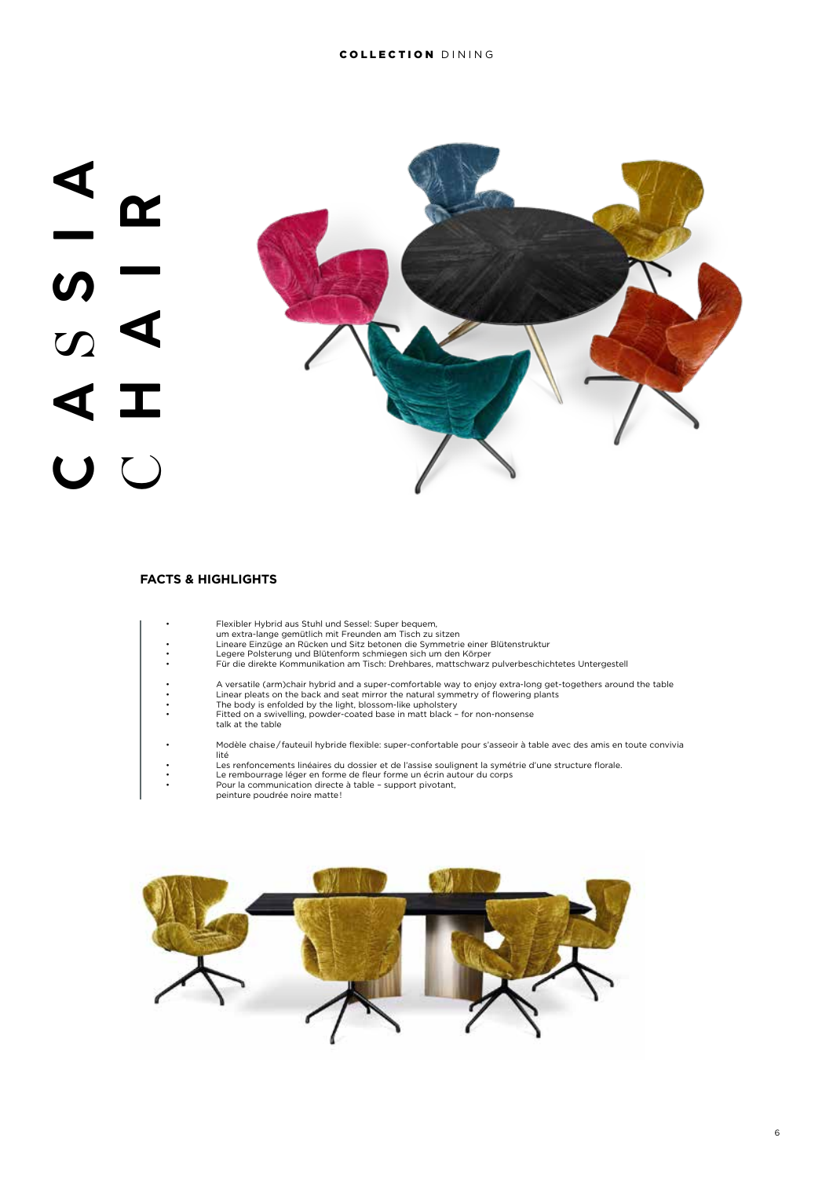# CASSIA CHAIR

## FACTS & HIGHLIGHTS

- Flexibler Hybrid aus Stuhl und Sessel: Super bequem, um extra-lange gemütlich mit Freunden am Tisch zu sitzen
- Lineare Einzüge an Rücken und Sitz betonen die Symmetrie einer Blütenstruktur
- Legere Polsterung und Blütenform schmiegen sich um den Körper
- Für die direkte Kommunikation am Tisch: Drehbares, mattschwarz pulverbeschichtetes Untergestell

- A versatile (arm)chair hybrid and a super-comfortable way to enjoy extra-long get-togethers around the table
- Linear pleats on the back and seat mirror the natural symmetry of flowering plants
- The body is enfolded by the light, blossom-like upholstery
- Fitted on a swivelling, powder-coated base in matt black – for non-nonsense talk at the table

- Modèle chaise / fauteuil hybride flexible: super-confortable pour s'asseoir à table avec des amis en toute convivia lité
- Les renfoncements linéaires du dossier et de l'assise soulignent la symétrie d'une structure florale.
- Le rembourrage léger en forme de fleur forme un écrin autour du corps
- Pour la communication directe à table – support pivotant, peinture poudrée noire matte!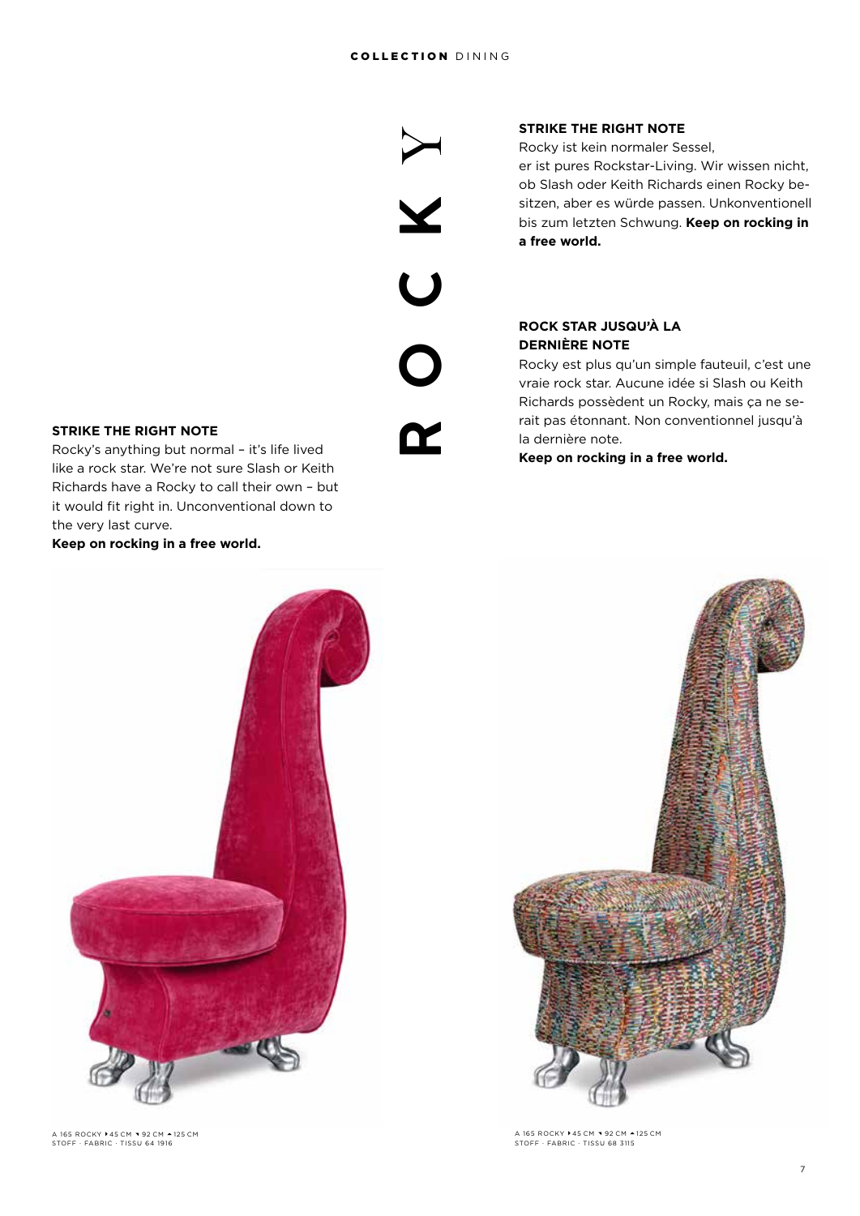# ROCKY

## STRIKE THE RIGHT NOTE

Rocky's anything but normal – it's life lived like a rock star. We're not sure Slash or Keith Richards have a Rocky to call their own – but it would fit right in. Unconventional down to the very last curve.

**Keep on rocking in a free world.**

## STRIKE THE RIGHT NOTE

Rocky ist kein normaler Sessel, er ist pures Rockstar-Living. Wir wissen nicht, ob Slash oder Keith Richards einen Rocky besitzen, aber es würde passen. Unkonventionell bis zum letzten Schwung. **Keep on rocking in a free world.**

## ROCK STAR JUSQU'À LA DERNIÈRE NOTE

Rocky est plus qu'un simple fauteuil, c'est une vraie rock star. Aucune idée si Slash ou Keith Richards possèdent un Rocky, mais ça ne serait pas étonnant. Non conventionnel jusqu'à la dernière note.

**Keep on rocking in a free world.**

A 165 ROCKY ▸45 CM ▾92 CM ▴125 CM
STOFF · FABRIC · TISSU 64 1916

A 165 ROCKY ▸45 CM ▾92 CM ▴125 CM
STOFF · FABRIC · TISSU 68 3115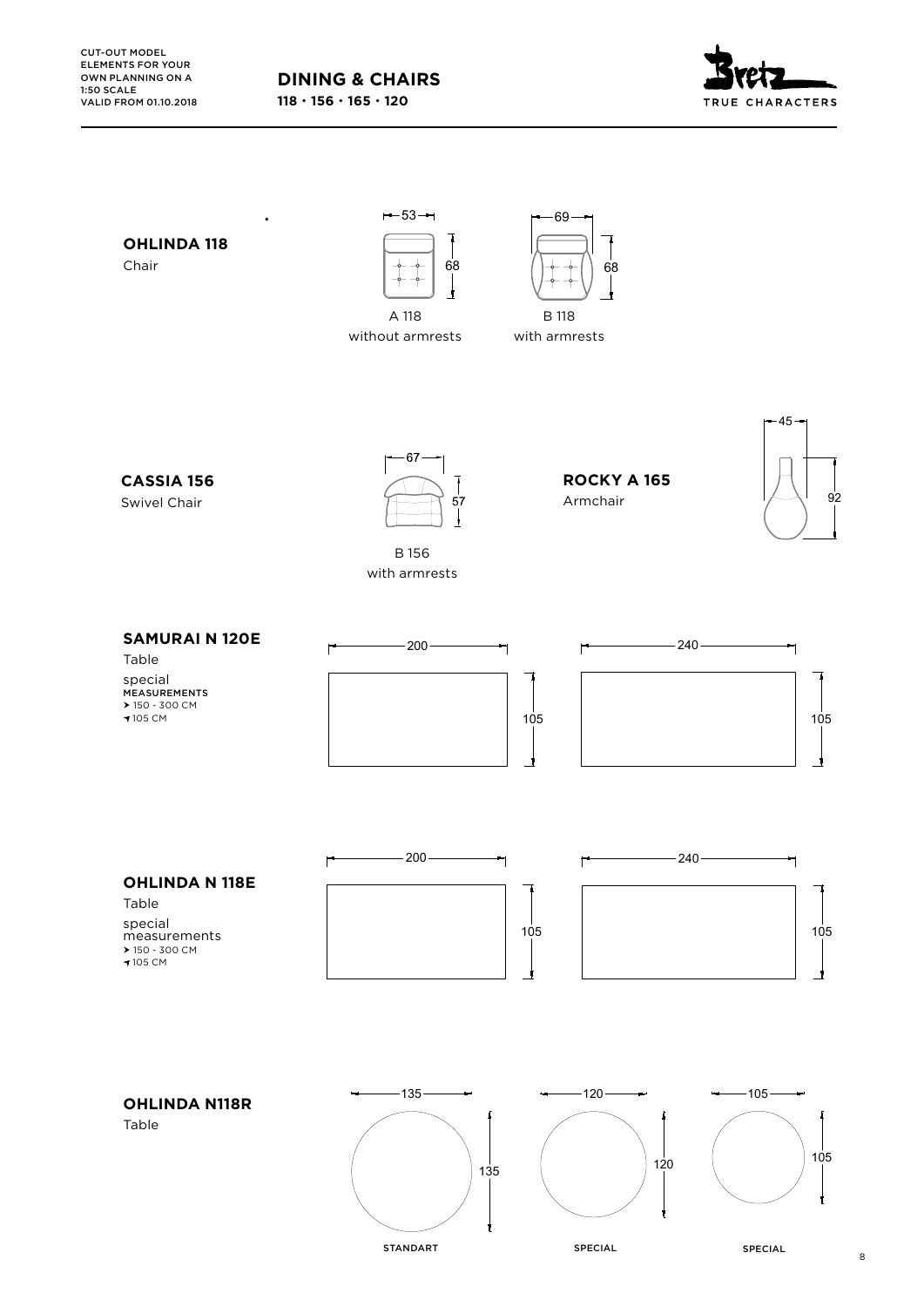CUT-OUT MODEL ELEMENTS FOR YOUR OWN PLANNING ON A 1:50 SCALE
VALID FROM 01.10.2018

# DINING & CHAIRS

**118 · 156 · 165 · 120**

TRUE CHARACTERS

## OHLINDA 118

Chair

53 × 68
A 118
without armrests

69 × 68
B 118
with armrests

## CASSIA 156

Swivel Chair

67 × 57
B 156
with armrests

## ROCKY A 165

Armchair

45 × 92

## SAMURAI N 120E

Table

special
MEASUREMENTS
➤ 150 - 300 CM
➤ 105 CM

200 × 105

240 × 105

## OHLINDA N 118E

Table

special
measurements
➤ 150 - 300 CM
➤ 105 CM

200 × 105

240 × 105

## OHLINDA N118R

Table

135 × 135
STANDART

120 × 120
SPECIAL

105 × 105
SPECIAL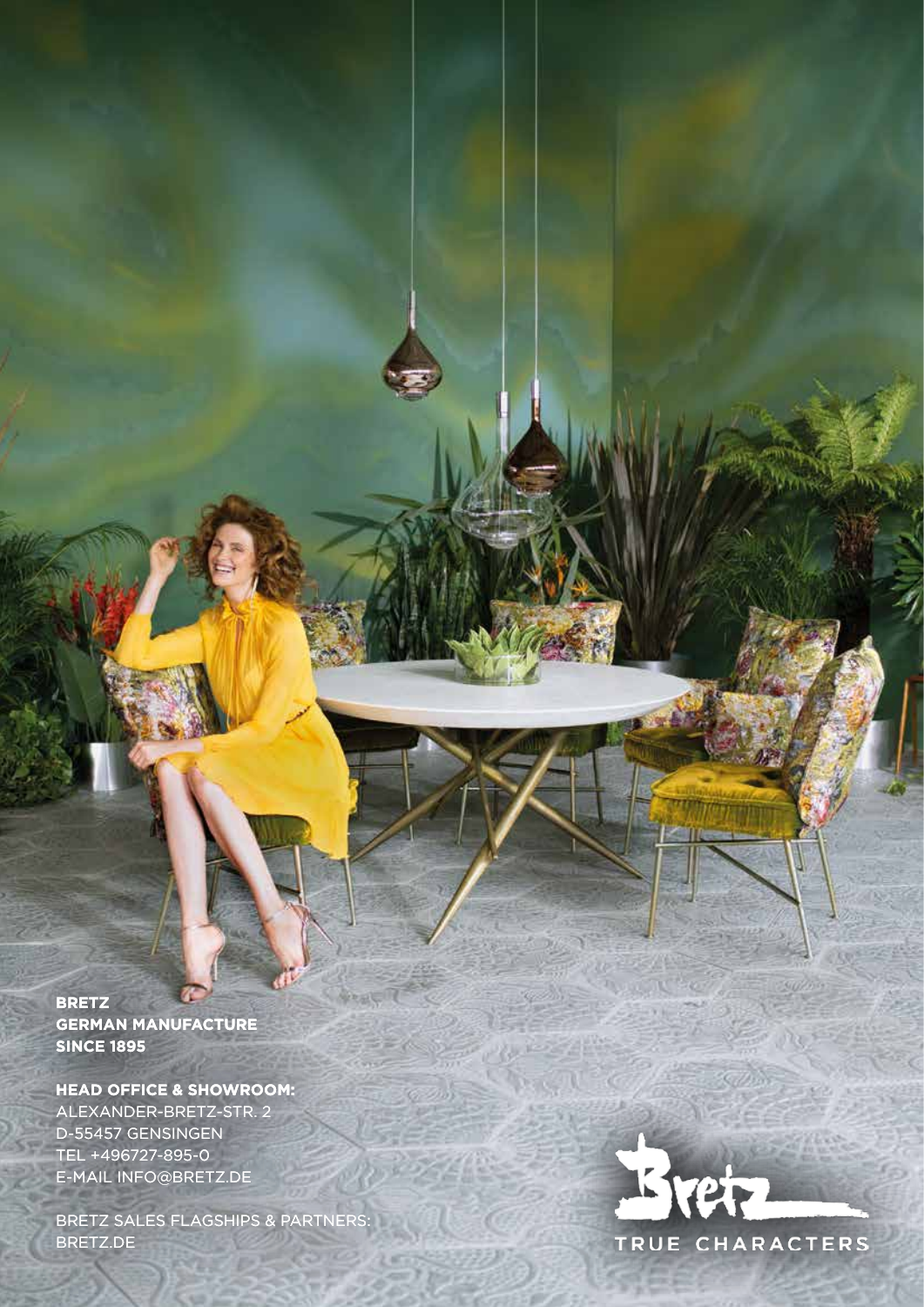**BRETZ**
**GERMAN MANUFACTURE**
**SINCE 1895**

**HEAD OFFICE & SHOWROOM:**
ALEXANDER-BRETZ-STR. 2
D-55457 GENSINGEN
TEL +496727-895-0
E-MAIL INFO@BRETZ.DE

BRETZ SALES FLAGSHIPS & PARTNERS:
BRETZ.DE

Bretz
TRUE CHARACTERS